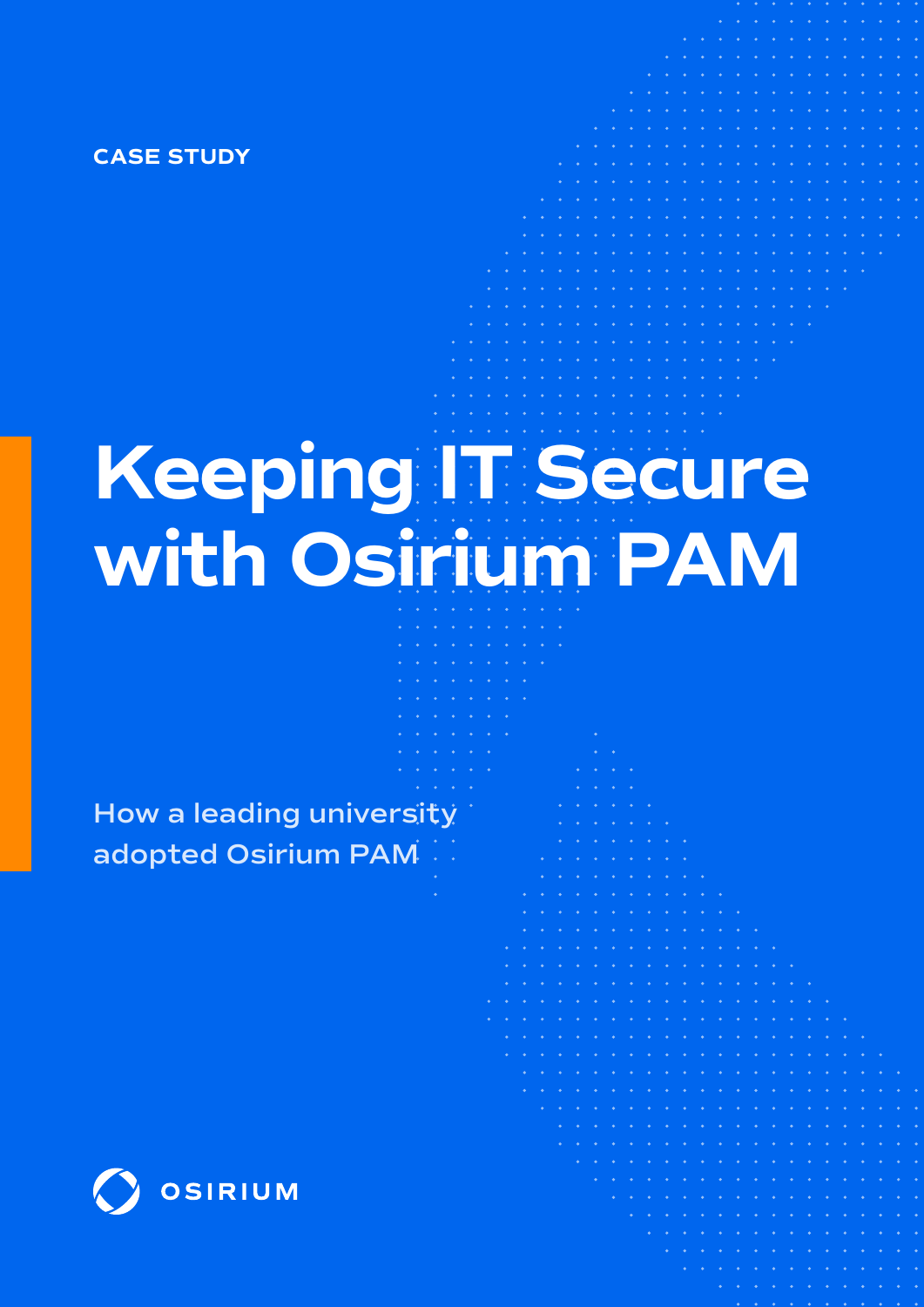CASE STUDY

# Keeping IT Secure with Osirium PAM

How a leading university adopted Osirium PAM

OSIRIUM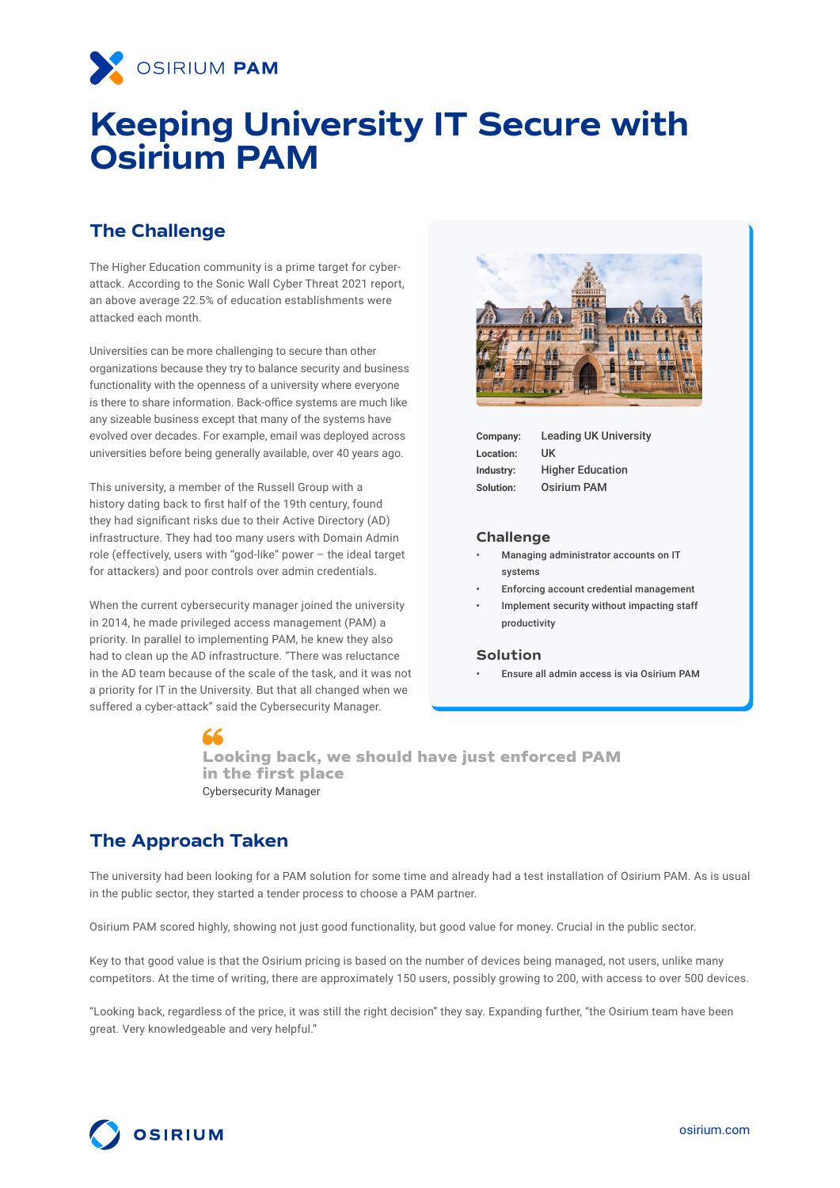OSIRIUM PAM

# Keeping University IT Secure with Osirium PAM

## The Challenge

The Higher Education community is a prime target for cyber-attack. According to the Sonic Wall Cyber Threat 2021 report, an above average 22.5% of education establishments were attacked each month.

Universities can be more challenging to secure than other organizations because they try to balance security and business functionality with the openness of a university where everyone is there to share information. Back-office systems are much like any sizeable business except that many of the systems have evolved over decades. For example, email was deployed across universities before being generally available, over 40 years ago.

This university, a member of the Russell Group with a history dating back to first half of the 19th century, found they had significant risks due to their Active Directory (AD) infrastructure. They had too many users with Domain Admin role (effectively, users with "god-like" power – the ideal target for attackers) and poor controls over admin credentials.

When the current cybersecurity manager joined the university in 2014, he made privileged access management (PAM) a priority. In parallel to implementing PAM, he knew they also had to clean up the AD infrastructure. "There was reluctance in the AD team because of the scale of the task, and it was not a priority for IT in the University. But that all changed when we suffered a cyber-attack" said the Cybersecurity Manager.

| | |
|---|---|
| **Company:** | Leading UK University |
| **Location:** | UK |
| **Industry:** | Higher Education |
| **Solution:** | Osirium PAM |

### Challenge

- Managing administrator accounts on IT systems
- Enforcing account credential management
- Implement security without impacting staff productivity

### Solution

- Ensure all admin access is via Osirium PAM

> **Looking back, we should have just enforced PAM in the first place**
>
> Cybersecurity Manager

## The Approach Taken

The university had been looking for a PAM solution for some time and already had a test installation of Osirium PAM. As is usual in the public sector, they started a tender process to choose a PAM partner.

Osirium PAM scored highly, showing not just good functionality, but good value for money. Crucial in the public sector.

Key to that good value is that the Osirium pricing is based on the number of devices being managed, not users, unlike many competitors. At the time of writing, there are approximately 150 users, possibly growing to 200, with access to over 500 devices.

"Looking back, regardless of the price, it was still the right decision" they say. Expanding further, "the Osirium team have been great. Very knowledgeable and very helpful."

OSIRIUM

osirium.com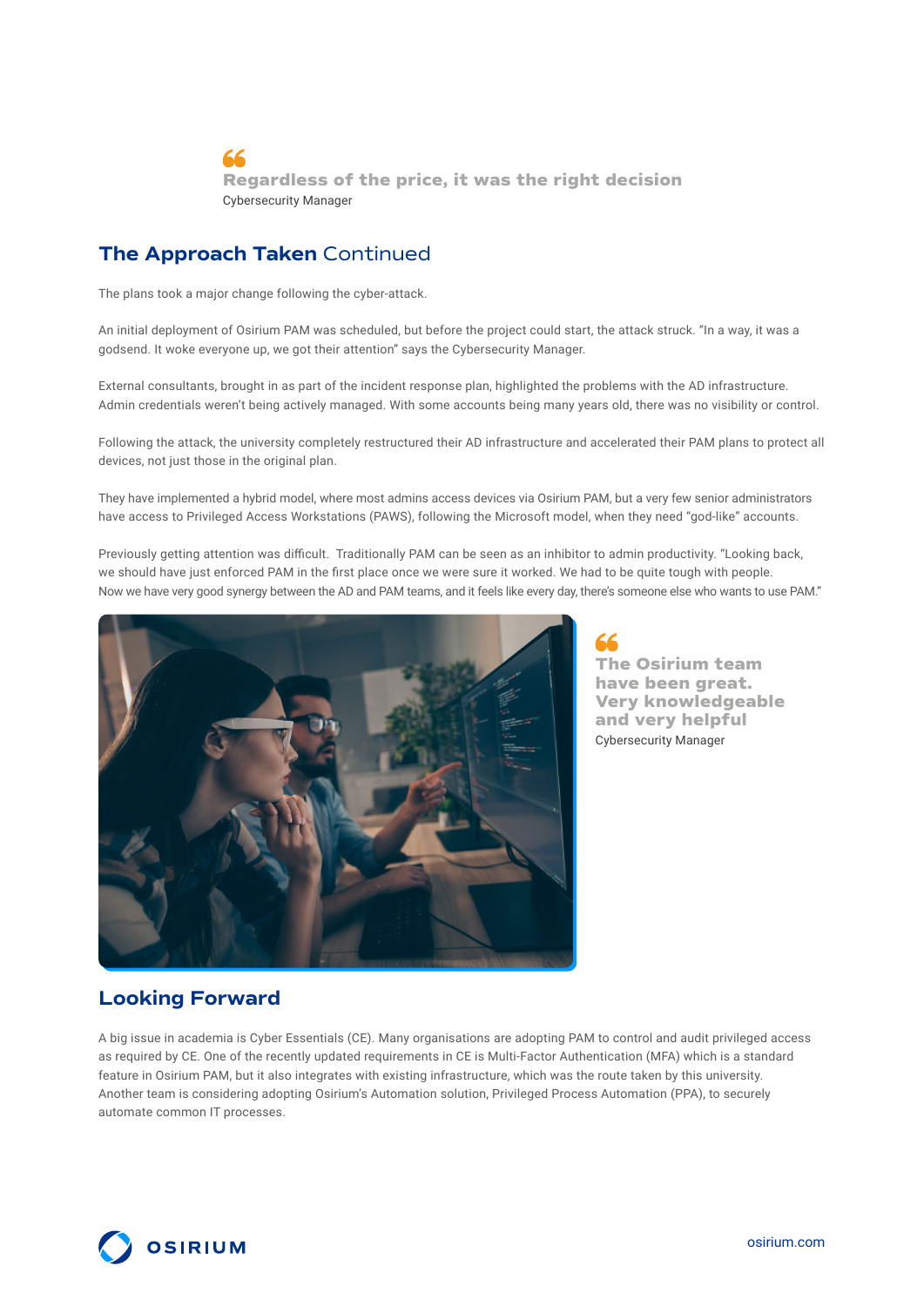> Regardless of the price, it was the right decision
>
> Cybersecurity Manager

## **The Approach Taken** Continued

The plans took a major change following the cyber-attack.

An initial deployment of Osirium PAM was scheduled, but before the project could start, the attack struck. "In a way, it was a godsend. It woke everyone up, we got their attention" says the Cybersecurity Manager.

External consultants, brought in as part of the incident response plan, highlighted the problems with the AD infrastructure. Admin credentials weren't being actively managed. With some accounts being many years old, there was no visibility or control.

Following the attack, the university completely restructured their AD infrastructure and accelerated their PAM plans to protect all devices, not just those in the original plan.

They have implemented a hybrid model, where most admins access devices via Osirium PAM, but a very few senior administrators have access to Privileged Access Workstations (PAWS), following the Microsoft model, when they need "god-like" accounts.

Previously getting attention was difficult. Traditionally PAM can be seen as an inhibitor to admin productivity. "Looking back, we should have just enforced PAM in the first place once we were sure it worked. We had to be quite tough with people. Now we have very good synergy between the AD and PAM teams, and it feels like every day, there's someone else who wants to use PAM."

> The Osirium team have been great. Very knowledgeable and very helpful
>
> Cybersecurity Manager

## Looking Forward

A big issue in academia is Cyber Essentials (CE). Many organisations are adopting PAM to control and audit privileged access as required by CE. One of the recently updated requirements in CE is Multi-Factor Authentication (MFA) which is a standard feature in Osirium PAM, but it also integrates with existing infrastructure, which was the route taken by this university. Another team is considering adopting Osirium's Automation solution, Privileged Process Automation (PPA), to securely automate common IT processes.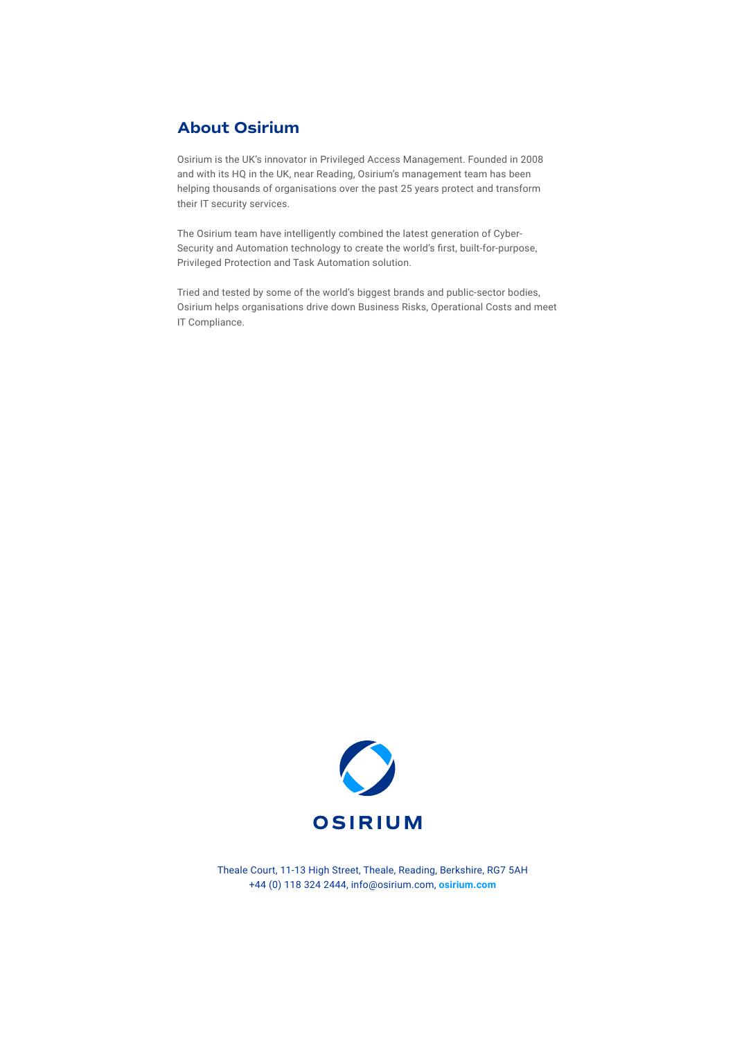## About Osirium

Osirium is the UK's innovator in Privileged Access Management. Founded in 2008 and with its HQ in the UK, near Reading, Osirium's management team has been helping thousands of organisations over the past 25 years protect and transform their IT security services.

The Osirium team have intelligently combined the latest generation of Cyber-Security and Automation technology to create the world's first, built-for-purpose, Privileged Protection and Task Automation solution.

Tried and tested by some of the world's biggest brands and public-sector bodies, Osirium helps organisations drive down Business Risks, Operational Costs and meet IT Compliance.

OSIRIUM

Theale Court, 11-13 High Street, Theale, Reading, Berkshire, RG7 5AH
+44 (0) 118 324 2444, info@osirium.com, **osirium.com**